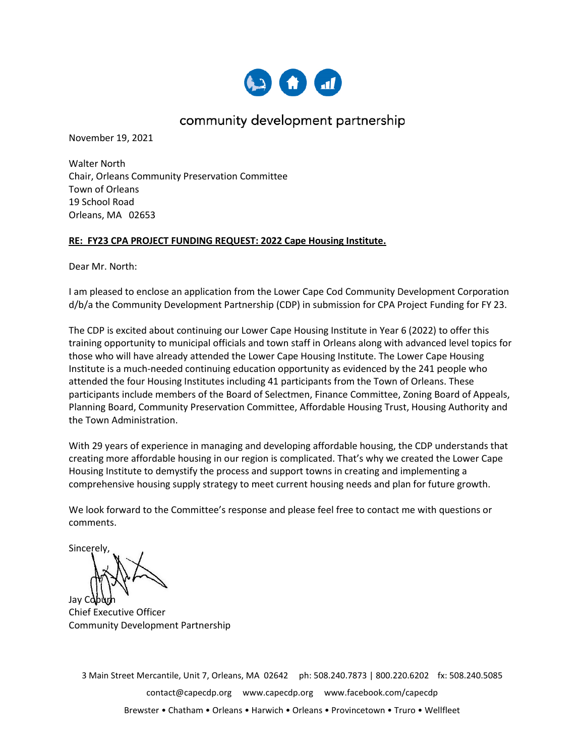community development partnership

November 19, 2021

Walter North
Chair, Orleans Community Preservation Committee
Town of Orleans
19 School Road
Orleans, MA 02653

**RE: FY23 CPA PROJECT FUNDING REQUEST: 2022 Cape Housing Institute.**

Dear Mr. North:

I am pleased to enclose an application from the Lower Cape Cod Community Development Corporation d/b/a the Community Development Partnership (CDP) in submission for CPA Project Funding for FY 23.

The CDP is excited about continuing our Lower Cape Housing Institute in Year 6 (2022) to offer this training opportunity to municipal officials and town staff in Orleans along with advanced level topics for those who will have already attended the Lower Cape Housing Institute. The Lower Cape Housing Institute is a much-needed continuing education opportunity as evidenced by the 241 people who attended the four Housing Institutes including 41 participants from the Town of Orleans. These participants include members of the Board of Selectmen, Finance Committee, Zoning Board of Appeals, Planning Board, Community Preservation Committee, Affordable Housing Trust, Housing Authority and the Town Administration.

With 29 years of experience in managing and developing affordable housing, the CDP understands that creating more affordable housing in our region is complicated. That's why we created the Lower Cape Housing Institute to demystify the process and support towns in creating and implementing a comprehensive housing supply strategy to meet current housing needs and plan for future growth.

We look forward to the Committee's response and please feel free to contact me with questions or comments.

Sincerely,

Jay Coburn
Chief Executive Officer
Community Development Partnership

3 Main Street Mercantile, Unit 7, Orleans, MA 02642 ph: 508.240.7873 | 800.220.6202 fx: 508.240.5085
contact@capecdp.org www.capecdp.org www.facebook.com/capecdp
Brewster • Chatham • Orleans • Harwich • Orleans • Provincetown • Truro • Wellfleet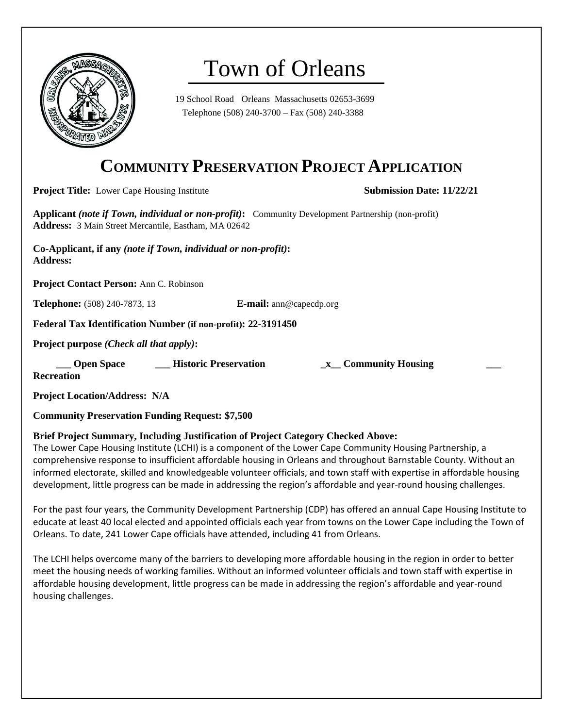# Town of Orleans

19 School Road Orleans Massachusetts 02653-3699
Telephone (508) 240-3700 – Fax (508) 240-3388

## COMMUNITY PRESERVATION PROJECT APPLICATION

**Project Title:** Lower Cape Housing Institute **Submission Date: 11/22/21**

**Applicant *(note if Town, individual or non-profit)*:** Community Development Partnership (non-profit)
**Address:** 3 Main Street Mercantile, Eastham, MA 02642

**Co-Applicant, if any *(note if Town, individual or non-profit)*:**
**Address:**

**Project Contact Person:** Ann C. Robinson

**Telephone:** (508) 240-7873, 13 **E-mail:** ann@capecdp.org

**Federal Tax Identification Number (if non-profit): 22-3191450**

**Project purpose *(Check all that apply)*:**

**___ Open Space ___ Historic Preservation _x__ Community Housing ___ Recreation**

**Project Location/Address: N/A**

**Community Preservation Funding Request: $7,500**

**Brief Project Summary, Including Justification of Project Category Checked Above:**

The Lower Cape Housing Institute (LCHI) is a component of the Lower Cape Community Housing Partnership, a comprehensive response to insufficient affordable housing in Orleans and throughout Barnstable County. Without an informed electorate, skilled and knowledgeable volunteer officials, and town staff with expertise in affordable housing development, little progress can be made in addressing the region's affordable and year-round housing challenges.

For the past four years, the Community Development Partnership (CDP) has offered an annual Cape Housing Institute to educate at least 40 local elected and appointed officials each year from towns on the Lower Cape including the Town of Orleans. To date, 241 Lower Cape officials have attended, including 41 from Orleans.

The LCHI helps overcome many of the barriers to developing more affordable housing in the region in order to better meet the housing needs of working families. Without an informed volunteer officials and town staff with expertise in affordable housing development, little progress can be made in addressing the region's affordable and year-round housing challenges.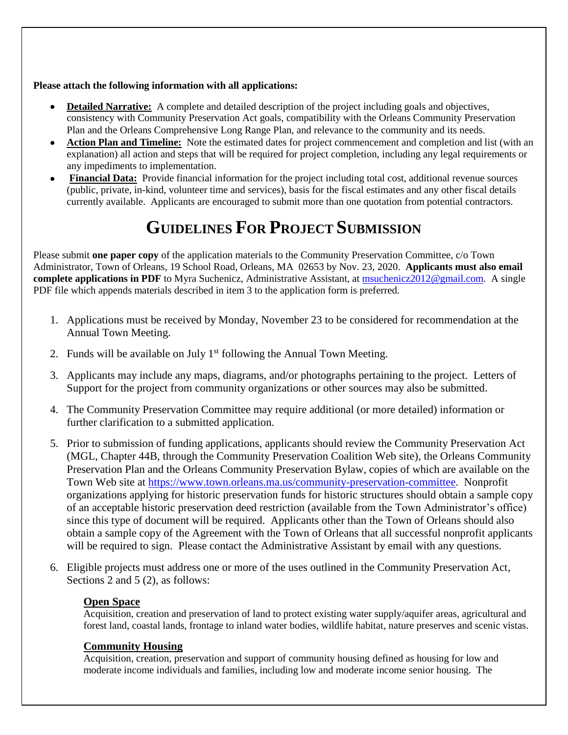**Please attach the following information with all applications:**

- **Detailed Narrative:** A complete and detailed description of the project including goals and objectives, consistency with Community Preservation Act goals, compatibility with the Orleans Community Preservation Plan and the Orleans Comprehensive Long Range Plan, and relevance to the community and its needs.
- **Action Plan and Timeline:** Note the estimated dates for project commencement and completion and list (with an explanation) all action and steps that will be required for project completion, including any legal requirements or any impediments to implementation.
- **Financial Data:** Provide financial information for the project including total cost, additional revenue sources (public, private, in-kind, volunteer time and services), basis for the fiscal estimates and any other fiscal details currently available. Applicants are encouraged to submit more than one quotation from potential contractors.

# GUIDELINES FOR PROJECT SUBMISSION

Please submit **one paper copy** of the application materials to the Community Preservation Committee, c/o Town Administrator, Town of Orleans, 19 School Road, Orleans, MA 02653 by Nov. 23, 2020. **Applicants must also email complete applications in PDF** to Myra Suchenicz, Administrative Assistant, at msuchenicz2012@gmail.com. A single PDF file which appends materials described in item 3 to the application form is preferred.

1. Applications must be received by Monday, November 23 to be considered for recommendation at the Annual Town Meeting.
2. Funds will be available on July 1st following the Annual Town Meeting.
3. Applicants may include any maps, diagrams, and/or photographs pertaining to the project. Letters of Support for the project from community organizations or other sources may also be submitted.
4. The Community Preservation Committee may require additional (or more detailed) information or further clarification to a submitted application.
5. Prior to submission of funding applications, applicants should review the Community Preservation Act (MGL, Chapter 44B, through the Community Preservation Coalition Web site), the Orleans Community Preservation Plan and the Orleans Community Preservation Bylaw, copies of which are available on the Town Web site at https://www.town.orleans.ma.us/community-preservation-committee. Nonprofit organizations applying for historic preservation funds for historic structures should obtain a sample copy of an acceptable historic preservation deed restriction (available from the Town Administrator's office) since this type of document will be required. Applicants other than the Town of Orleans should also obtain a sample copy of the Agreement with the Town of Orleans that all successful nonprofit applicants will be required to sign. Please contact the Administrative Assistant by email with any questions.
6. Eligible projects must address one or more of the uses outlined in the Community Preservation Act, Sections 2 and 5 (2), as follows:

   **Open Space**
   Acquisition, creation and preservation of land to protect existing water supply/aquifer areas, agricultural and forest land, coastal lands, frontage to inland water bodies, wildlife habitat, nature preserves and scenic vistas.

   **Community Housing**
   Acquisition, creation, preservation and support of community housing defined as housing for low and moderate income individuals and families, including low and moderate income senior housing. The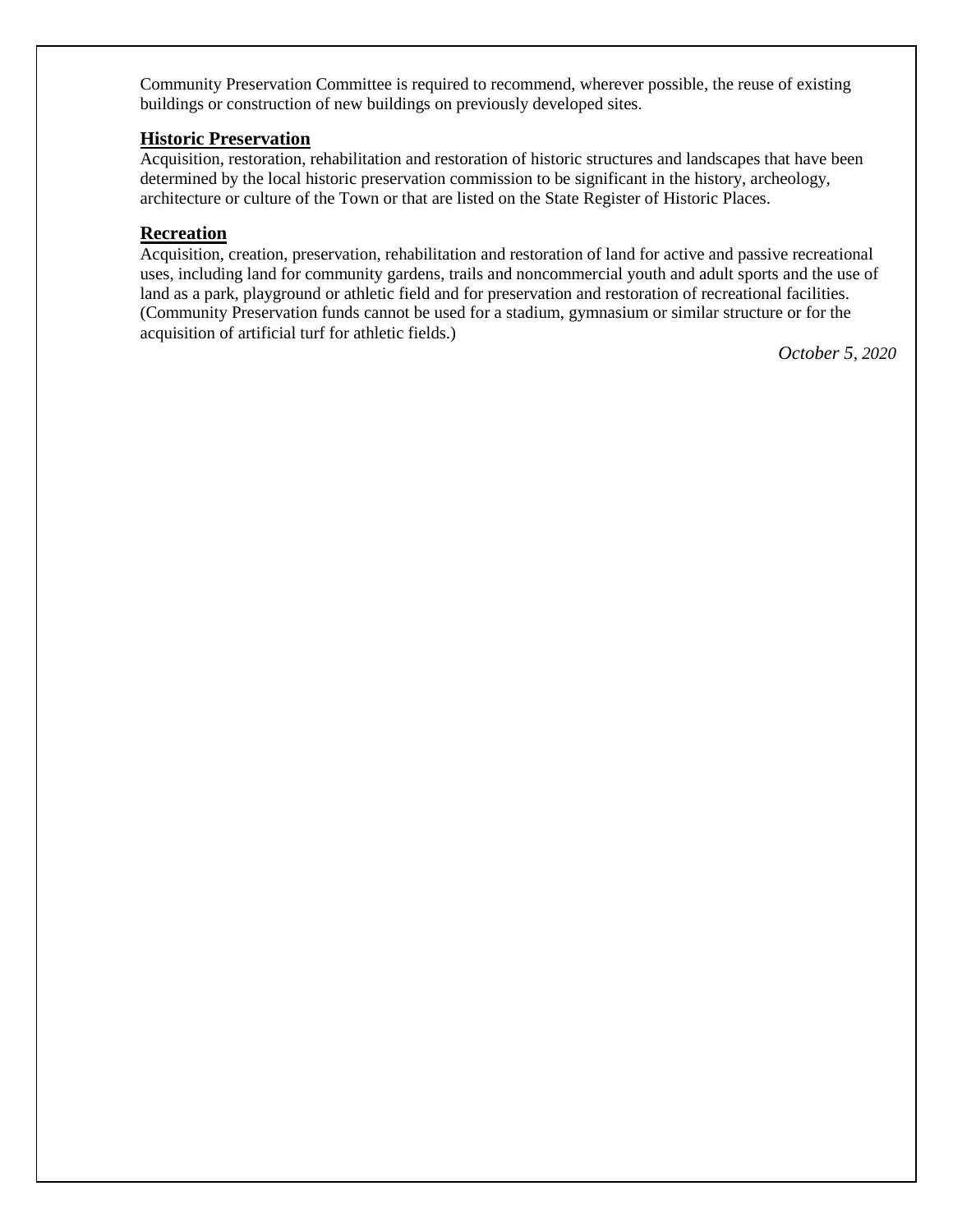Community Preservation Committee is required to recommend, wherever possible, the reuse of existing buildings or construction of new buildings on previously developed sites.

## **Historic Preservation**

Acquisition, restoration, rehabilitation and restoration of historic structures and landscapes that have been determined by the local historic preservation commission to be significant in the history, archeology, architecture or culture of the Town or that are listed on the State Register of Historic Places.

## **Recreation**

Acquisition, creation, preservation, rehabilitation and restoration of land for active and passive recreational uses, including land for community gardens, trails and noncommercial youth and adult sports and the use of land as a park, playground or athletic field and for preservation and restoration of recreational facilities. (Community Preservation funds cannot be used for a stadium, gymnasium or similar structure or for the acquisition of artificial turf for athletic fields.)

*October 5, 2020*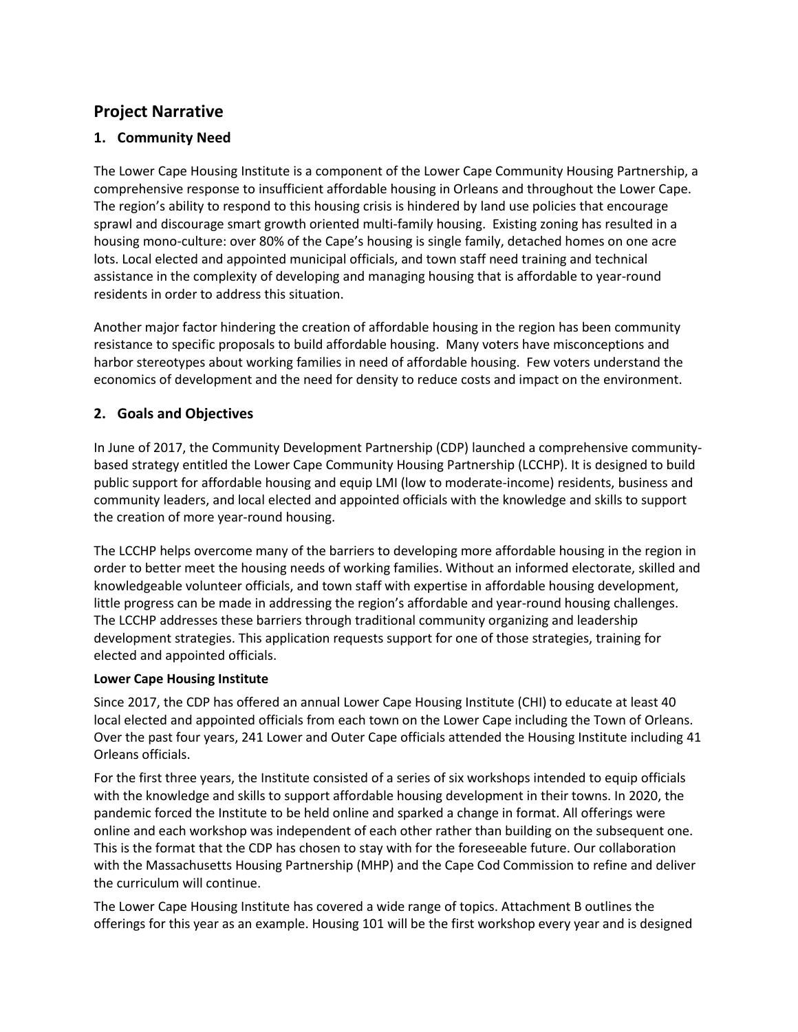## Project Narrative

### 1. Community Need

The Lower Cape Housing Institute is a component of the Lower Cape Community Housing Partnership, a comprehensive response to insufficient affordable housing in Orleans and throughout the Lower Cape. The region's ability to respond to this housing crisis is hindered by land use policies that encourage sprawl and discourage smart growth oriented multi-family housing. Existing zoning has resulted in a housing mono-culture: over 80% of the Cape's housing is single family, detached homes on one acre lots. Local elected and appointed municipal officials, and town staff need training and technical assistance in the complexity of developing and managing housing that is affordable to year-round residents in order to address this situation.

Another major factor hindering the creation of affordable housing in the region has been community resistance to specific proposals to build affordable housing. Many voters have misconceptions and harbor stereotypes about working families in need of affordable housing. Few voters understand the economics of development and the need for density to reduce costs and impact on the environment.

### 2. Goals and Objectives

In June of 2017, the Community Development Partnership (CDP) launched a comprehensive community-based strategy entitled the Lower Cape Community Housing Partnership (LCCHP). It is designed to build public support for affordable housing and equip LMI (low to moderate-income) residents, business and community leaders, and local elected and appointed officials with the knowledge and skills to support the creation of more year-round housing.

The LCCHP helps overcome many of the barriers to developing more affordable housing in the region in order to better meet the housing needs of working families. Without an informed electorate, skilled and knowledgeable volunteer officials, and town staff with expertise in affordable housing development, little progress can be made in addressing the region's affordable and year-round housing challenges. The LCCHP addresses these barriers through traditional community organizing and leadership development strategies. This application requests support for one of those strategies, training for elected and appointed officials.

**Lower Cape Housing Institute**

Since 2017, the CDP has offered an annual Lower Cape Housing Institute (CHI) to educate at least 40 local elected and appointed officials from each town on the Lower Cape including the Town of Orleans. Over the past four years, 241 Lower and Outer Cape officials attended the Housing Institute including 41 Orleans officials.

For the first three years, the Institute consisted of a series of six workshops intended to equip officials with the knowledge and skills to support affordable housing development in their towns. In 2020, the pandemic forced the Institute to be held online and sparked a change in format. All offerings were online and each workshop was independent of each other rather than building on the subsequent one. This is the format that the CDP has chosen to stay with for the foreseeable future. Our collaboration with the Massachusetts Housing Partnership (MHP) and the Cape Cod Commission to refine and deliver the curriculum will continue.

The Lower Cape Housing Institute has covered a wide range of topics. Attachment B outlines the offerings for this year as an example. Housing 101 will be the first workshop every year and is designed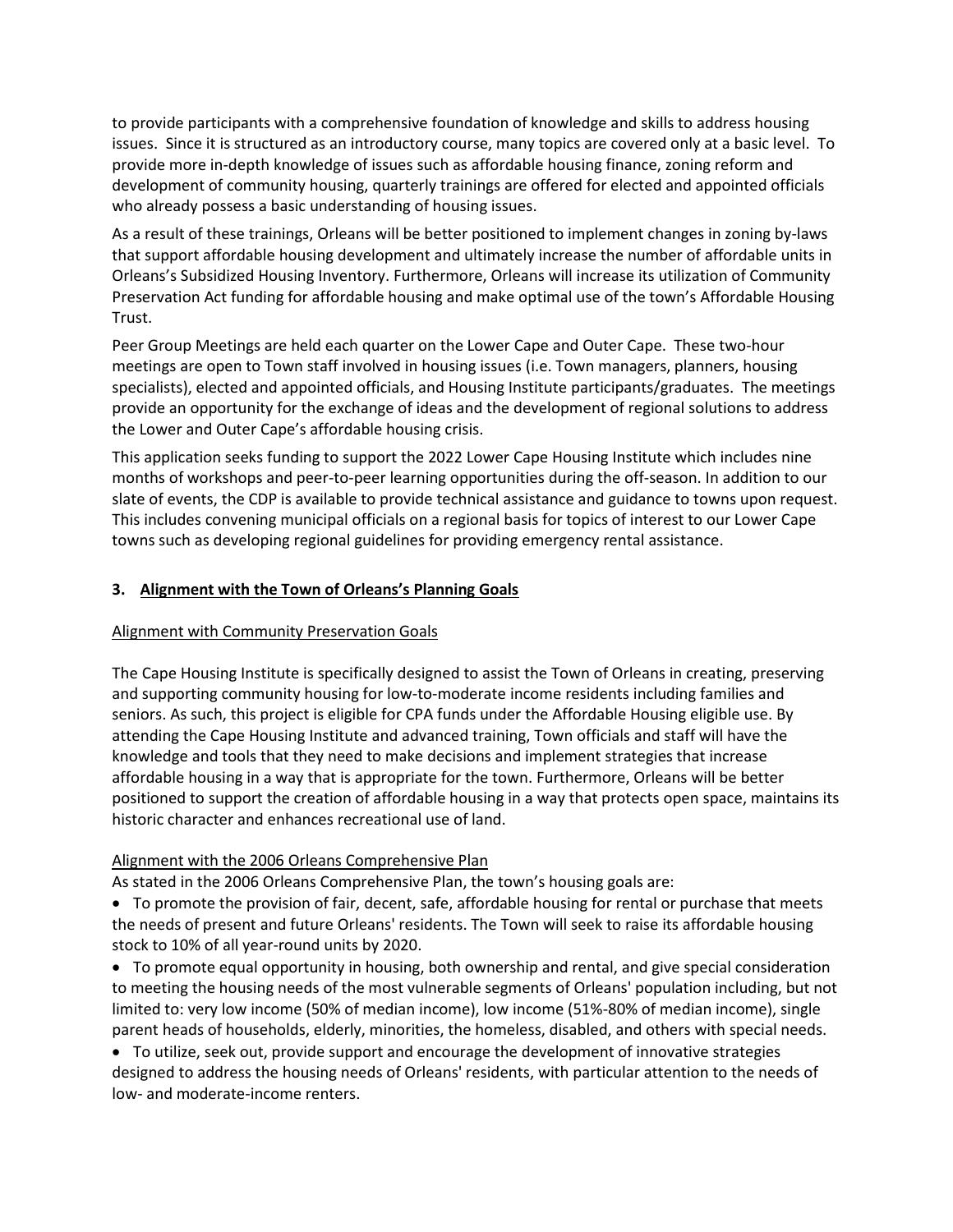to provide participants with a comprehensive foundation of knowledge and skills to address housing issues. Since it is structured as an introductory course, many topics are covered only at a basic level. To provide more in-depth knowledge of issues such as affordable housing finance, zoning reform and development of community housing, quarterly trainings are offered for elected and appointed officials who already possess a basic understanding of housing issues.

As a result of these trainings, Orleans will be better positioned to implement changes in zoning by-laws that support affordable housing development and ultimately increase the number of affordable units in Orleans's Subsidized Housing Inventory. Furthermore, Orleans will increase its utilization of Community Preservation Act funding for affordable housing and make optimal use of the town's Affordable Housing Trust.

Peer Group Meetings are held each quarter on the Lower Cape and Outer Cape. These two-hour meetings are open to Town staff involved in housing issues (i.e. Town managers, planners, housing specialists), elected and appointed officials, and Housing Institute participants/graduates. The meetings provide an opportunity for the exchange of ideas and the development of regional solutions to address the Lower and Outer Cape's affordable housing crisis.

This application seeks funding to support the 2022 Lower Cape Housing Institute which includes nine months of workshops and peer-to-peer learning opportunities during the off-season. In addition to our slate of events, the CDP is available to provide technical assistance and guidance to towns upon request. This includes convening municipal officials on a regional basis for topics of interest to our Lower Cape towns such as developing regional guidelines for providing emergency rental assistance.

## 3. Alignment with the Town of Orleans's Planning Goals

### Alignment with Community Preservation Goals

The Cape Housing Institute is specifically designed to assist the Town of Orleans in creating, preserving and supporting community housing for low-to-moderate income residents including families and seniors. As such, this project is eligible for CPA funds under the Affordable Housing eligible use. By attending the Cape Housing Institute and advanced training, Town officials and staff will have the knowledge and tools that they need to make decisions and implement strategies that increase affordable housing in a way that is appropriate for the town. Furthermore, Orleans will be better positioned to support the creation of affordable housing in a way that protects open space, maintains its historic character and enhances recreational use of land.

### Alignment with the 2006 Orleans Comprehensive Plan

As stated in the 2006 Orleans Comprehensive Plan, the town's housing goals are:

- To promote the provision of fair, decent, safe, affordable housing for rental or purchase that meets the needs of present and future Orleans' residents. The Town will seek to raise its affordable housing stock to 10% of all year-round units by 2020.
- To promote equal opportunity in housing, both ownership and rental, and give special consideration to meeting the housing needs of the most vulnerable segments of Orleans' population including, but not limited to: very low income (50% of median income), low income (51%-80% of median income), single parent heads of households, elderly, minorities, the homeless, disabled, and others with special needs.
- To utilize, seek out, provide support and encourage the development of innovative strategies designed to address the housing needs of Orleans' residents, with particular attention to the needs of low- and moderate-income renters.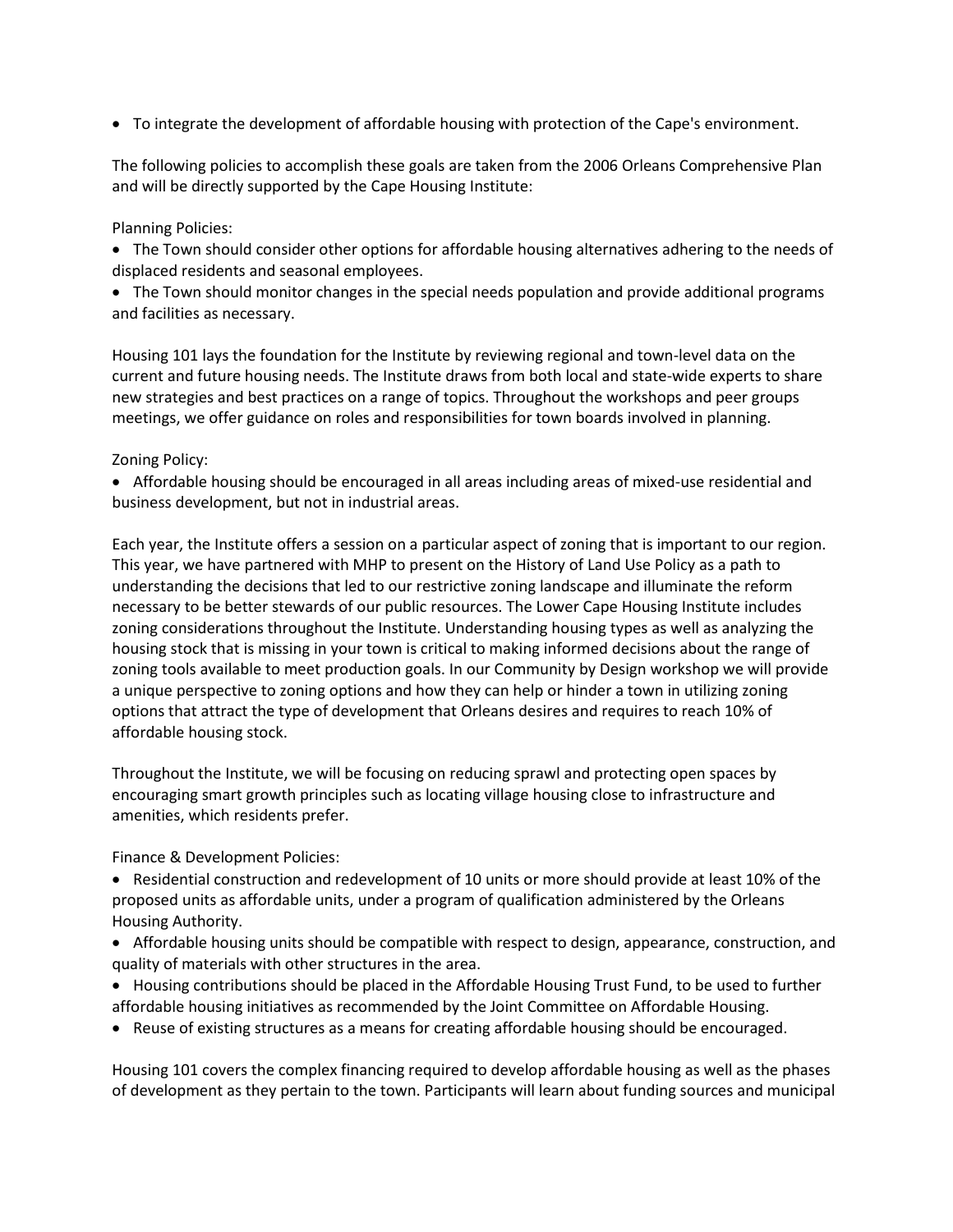- To integrate the development of affordable housing with protection of the Cape's environment.

The following policies to accomplish these goals are taken from the 2006 Orleans Comprehensive Plan and will be directly supported by the Cape Housing Institute:

Planning Policies:

- The Town should consider other options for affordable housing alternatives adhering to the needs of displaced residents and seasonal employees.
- The Town should monitor changes in the special needs population and provide additional programs and facilities as necessary.

Housing 101 lays the foundation for the Institute by reviewing regional and town-level data on the current and future housing needs. The Institute draws from both local and state-wide experts to share new strategies and best practices on a range of topics. Throughout the workshops and peer groups meetings, we offer guidance on roles and responsibilities for town boards involved in planning.

Zoning Policy:

- Affordable housing should be encouraged in all areas including areas of mixed-use residential and business development, but not in industrial areas.

Each year, the Institute offers a session on a particular aspect of zoning that is important to our region. This year, we have partnered with MHP to present on the History of Land Use Policy as a path to understanding the decisions that led to our restrictive zoning landscape and illuminate the reform necessary to be better stewards of our public resources. The Lower Cape Housing Institute includes zoning considerations throughout the Institute. Understanding housing types as well as analyzing the housing stock that is missing in your town is critical to making informed decisions about the range of zoning tools available to meet production goals. In our Community by Design workshop we will provide a unique perspective to zoning options and how they can help or hinder a town in utilizing zoning options that attract the type of development that Orleans desires and requires to reach 10% of affordable housing stock.

Throughout the Institute, we will be focusing on reducing sprawl and protecting open spaces by encouraging smart growth principles such as locating village housing close to infrastructure and amenities, which residents prefer.

Finance & Development Policies:

- Residential construction and redevelopment of 10 units or more should provide at least 10% of the proposed units as affordable units, under a program of qualification administered by the Orleans Housing Authority.
- Affordable housing units should be compatible with respect to design, appearance, construction, and quality of materials with other structures in the area.
- Housing contributions should be placed in the Affordable Housing Trust Fund, to be used to further affordable housing initiatives as recommended by the Joint Committee on Affordable Housing.
- Reuse of existing structures as a means for creating affordable housing should be encouraged.

Housing 101 covers the complex financing required to develop affordable housing as well as the phases of development as they pertain to the town. Participants will learn about funding sources and municipal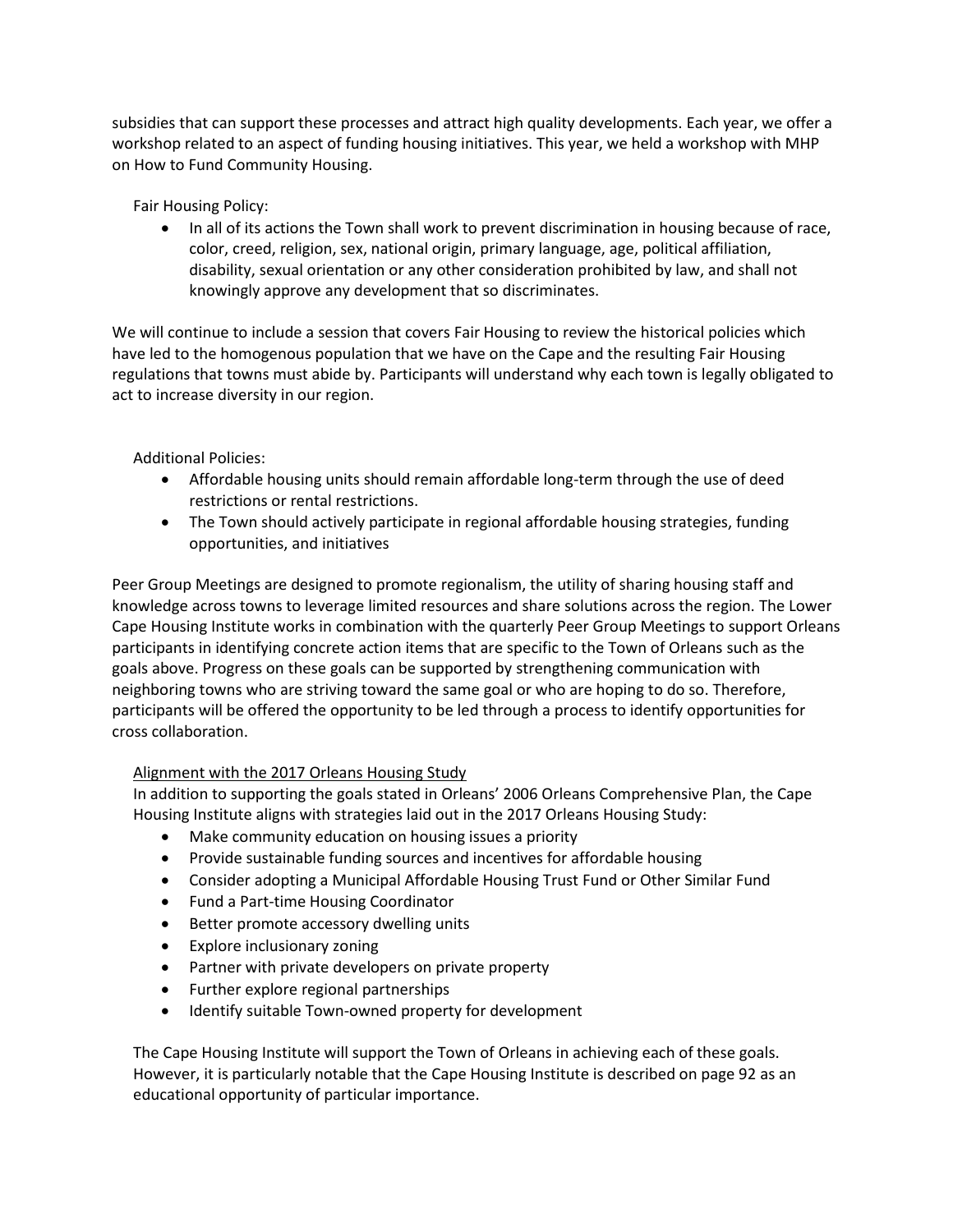subsidies that can support these processes and attract high quality developments. Each year, we offer a workshop related to an aspect of funding housing initiatives. This year, we held a workshop with MHP on How to Fund Community Housing.

Fair Housing Policy:

- In all of its actions the Town shall work to prevent discrimination in housing because of race, color, creed, religion, sex, national origin, primary language, age, political affiliation, disability, sexual orientation or any other consideration prohibited by law, and shall not knowingly approve any development that so discriminates.

We will continue to include a session that covers Fair Housing to review the historical policies which have led to the homogenous population that we have on the Cape and the resulting Fair Housing regulations that towns must abide by. Participants will understand why each town is legally obligated to act to increase diversity in our region.

Additional Policies:

- Affordable housing units should remain affordable long-term through the use of deed restrictions or rental restrictions.
- The Town should actively participate in regional affordable housing strategies, funding opportunities, and initiatives

Peer Group Meetings are designed to promote regionalism, the utility of sharing housing staff and knowledge across towns to leverage limited resources and share solutions across the region. The Lower Cape Housing Institute works in combination with the quarterly Peer Group Meetings to support Orleans participants in identifying concrete action items that are specific to the Town of Orleans such as the goals above. Progress on these goals can be supported by strengthening communication with neighboring towns who are striving toward the same goal or who are hoping to do so. Therefore, participants will be offered the opportunity to be led through a process to identify opportunities for cross collaboration.

<u>Alignment with the 2017 Orleans Housing Study</u>

In addition to supporting the goals stated in Orleans' 2006 Orleans Comprehensive Plan, the Cape Housing Institute aligns with strategies laid out in the 2017 Orleans Housing Study:

- Make community education on housing issues a priority
- Provide sustainable funding sources and incentives for affordable housing
- Consider adopting a Municipal Affordable Housing Trust Fund or Other Similar Fund
- Fund a Part-time Housing Coordinator
- Better promote accessory dwelling units
- Explore inclusionary zoning
- Partner with private developers on private property
- Further explore regional partnerships
- Identify suitable Town-owned property for development

The Cape Housing Institute will support the Town of Orleans in achieving each of these goals. However, it is particularly notable that the Cape Housing Institute is described on page 92 as an educational opportunity of particular importance.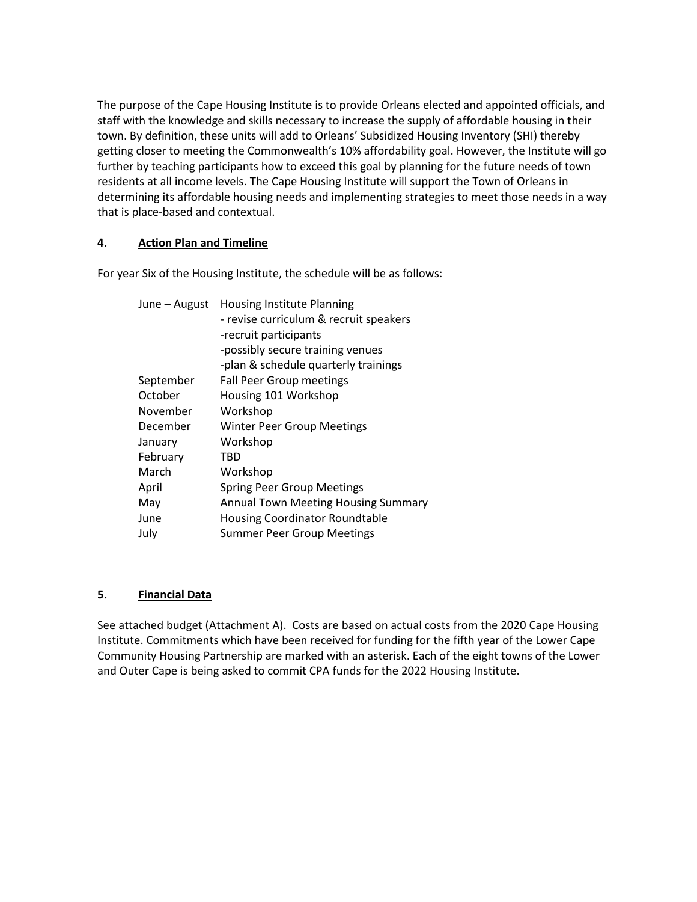The purpose of the Cape Housing Institute is to provide Orleans elected and appointed officials, and staff with the knowledge and skills necessary to increase the supply of affordable housing in their town. By definition, these units will add to Orleans' Subsidized Housing Inventory (SHI) thereby getting closer to meeting the Commonwealth's 10% affordability goal. However, the Institute will go further by teaching participants how to exceed this goal by planning for the future needs of town residents at all income levels. The Cape Housing Institute will support the Town of Orleans in determining its affordable housing needs and implementing strategies to meet those needs in a way that is place-based and contextual.

### 4. Action Plan and Timeline

For year Six of the Housing Institute, the schedule will be as follows:

| | |
|---|---|
| June – August | Housing Institute Planning<br>- revise curriculum & recruit speakers<br>-recruit participants<br>-possibly secure training venues<br>-plan & schedule quarterly trainings |
| September | Fall Peer Group meetings |
| October | Housing 101 Workshop |
| November | Workshop |
| December | Winter Peer Group Meetings |
| January | Workshop |
| February | TBD |
| March | Workshop |
| April | Spring Peer Group Meetings |
| May | Annual Town Meeting Housing Summary |
| June | Housing Coordinator Roundtable |
| July | Summer Peer Group Meetings |

### 5. Financial Data

See attached budget (Attachment A). Costs are based on actual costs from the 2020 Cape Housing Institute. Commitments which have been received for funding for the fifth year of the Lower Cape Community Housing Partnership are marked with an asterisk. Each of the eight towns of the Lower and Outer Cape is being asked to commit CPA funds for the 2022 Housing Institute.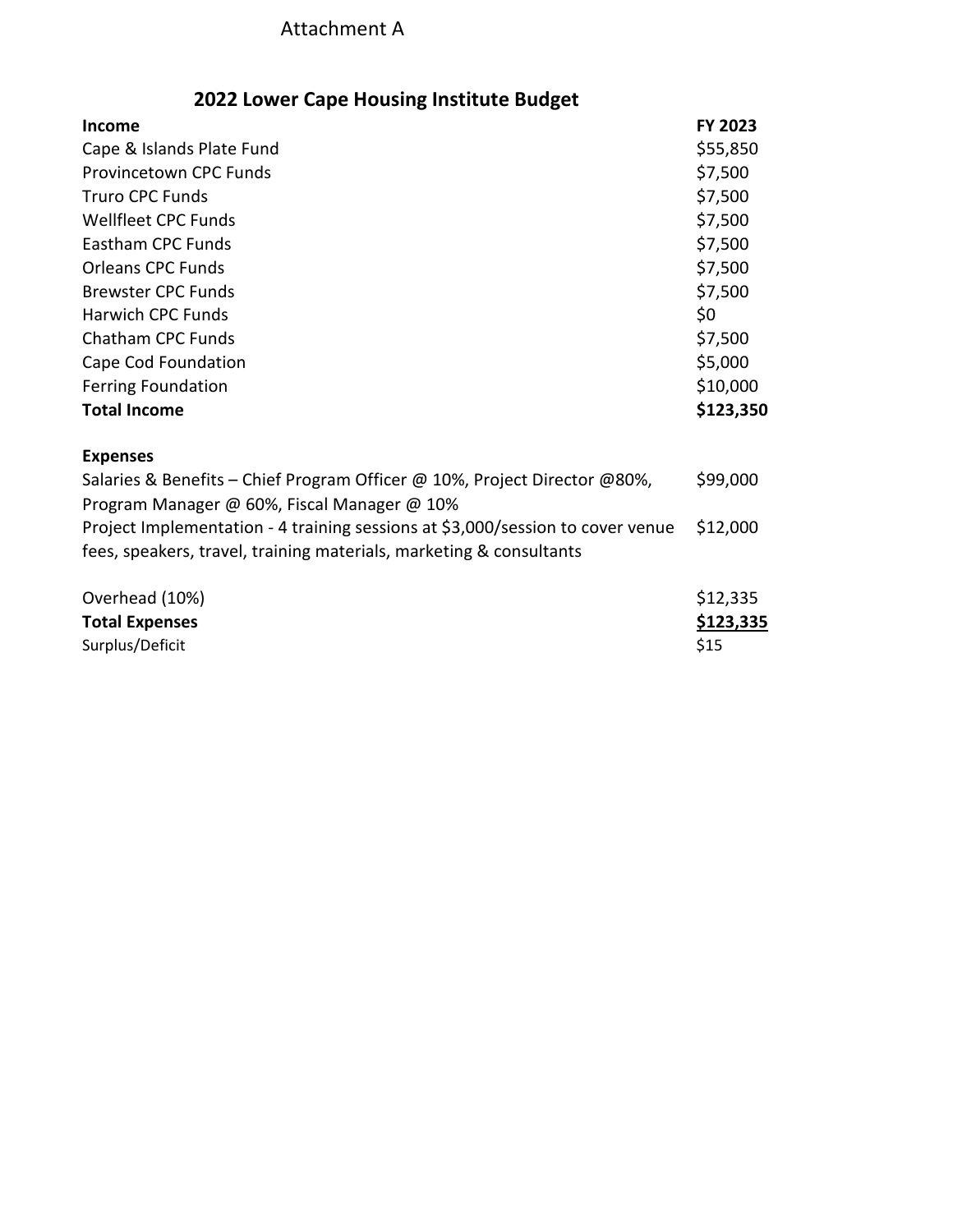Attachment A

# 2022 Lower Cape Housing Institute Budget

| Income | FY 2023 |
|---|---|
| Cape & Islands Plate Fund | $55,850 |
| Provincetown CPC Funds | $7,500 |
| Truro CPC Funds | $7,500 |
| Wellfleet CPC Funds | $7,500 |
| Eastham CPC Funds | $7,500 |
| Orleans CPC Funds | $7,500 |
| Brewster CPC Funds | $7,500 |
| Harwich CPC Funds | $0 |
| Chatham CPC Funds | $7,500 |
| Cape Cod Foundation | $5,000 |
| Ferring Foundation | $10,000 |
| **Total Income** | **$123,350** |
| | |
| **Expenses** | |
| Salaries & Benefits – Chief Program Officer @ 10%, Project Director @80%, Program Manager @ 60%, Fiscal Manager @ 10% | $99,000 |
| Project Implementation - 4 training sessions at $3,000/session to cover venue fees, speakers, travel, training materials, marketing & consultants | $12,000 |
| | |
| Overhead (10%) | $12,335 |
| **Total Expenses** | **$123,335** |
| Surplus/Deficit | $15 |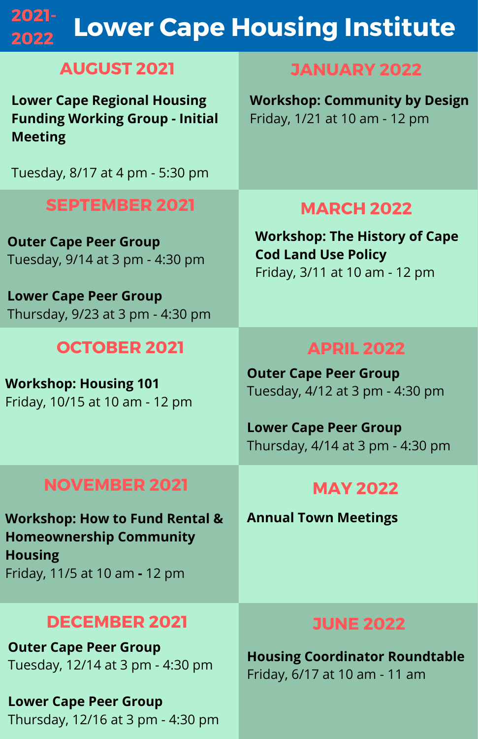# 2021-2022 Lower Cape Housing Institute

## AUGUST 2021

**Lower Cape Regional Housing Funding Working Group - Initial Meeting**

Tuesday, 8/17 at 4 pm - 5:30 pm

## SEPTEMBER 2021

**Outer Cape Peer Group**
Tuesday, 9/14 at 3 pm - 4:30 pm

**Lower Cape Peer Group**
Thursday, 9/23 at 3 pm - 4:30 pm

## OCTOBER 2021

**Workshop: Housing 101**
Friday, 10/15 at 10 am - 12 pm

## NOVEMBER 2021

**Workshop: How to Fund Rental & Homeownership Community Housing**
Friday, 11/5 at 10 am - 12 pm

## DECEMBER 2021

**Outer Cape Peer Group**
Tuesday, 12/14 at 3 pm - 4:30 pm

**Lower Cape Peer Group**
Thursday, 12/16 at 3 pm - 4:30 pm

## JANUARY 2022

**Workshop: Community by Design**
Friday, 1/21 at 10 am - 12 pm

## MARCH 2022

**Workshop: The History of Cape Cod Land Use Policy**
Friday, 3/11 at 10 am - 12 pm

## APRIL 2022

**Outer Cape Peer Group**
Tuesday, 4/12 at 3 pm - 4:30 pm

**Lower Cape Peer Group**
Thursday, 4/14 at 3 pm - 4:30 pm

## MAY 2022

**Annual Town Meetings**

## JUNE 2022

**Housing Coordinator Roundtable**
Friday, 6/17 at 10 am - 11 am